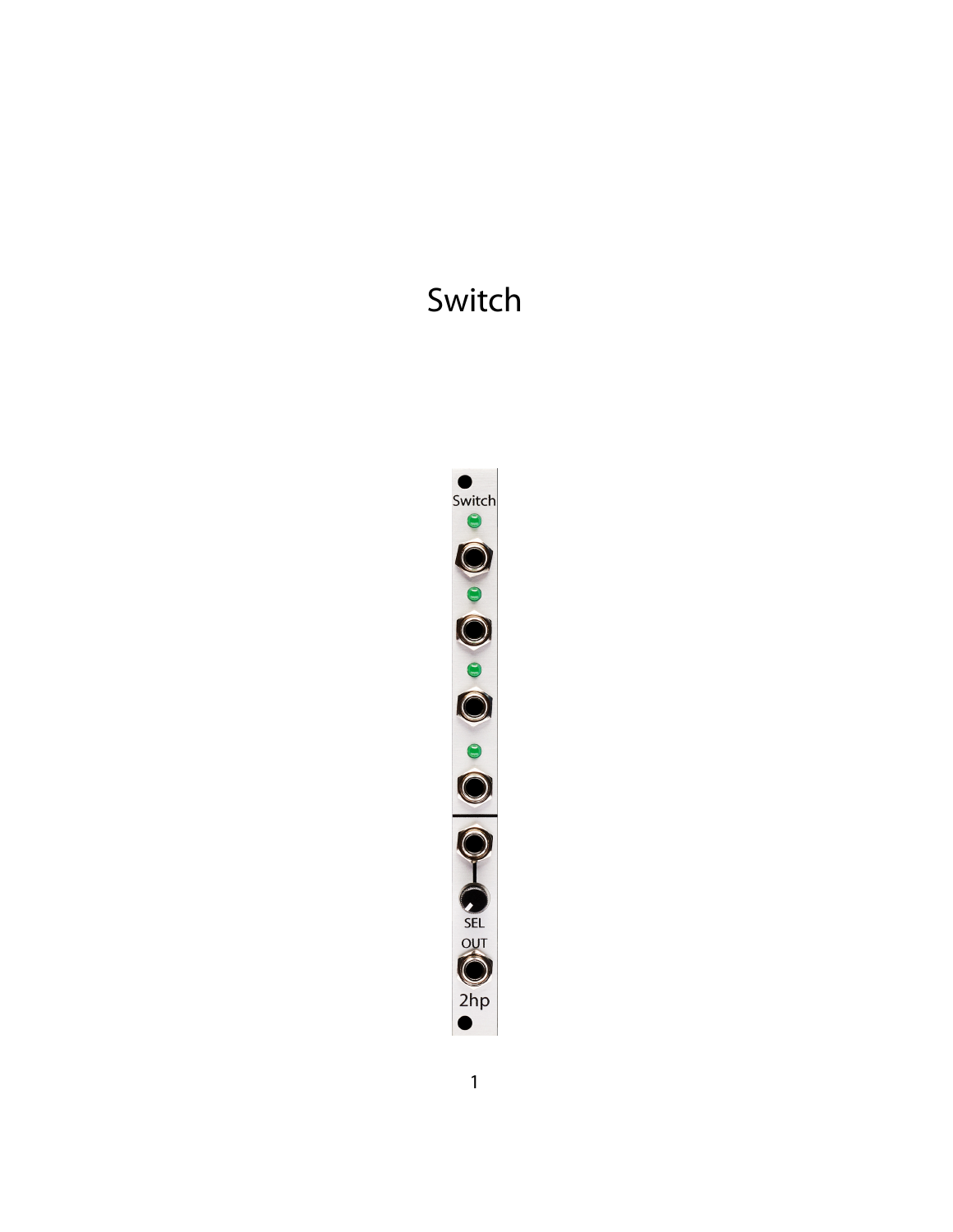# Switch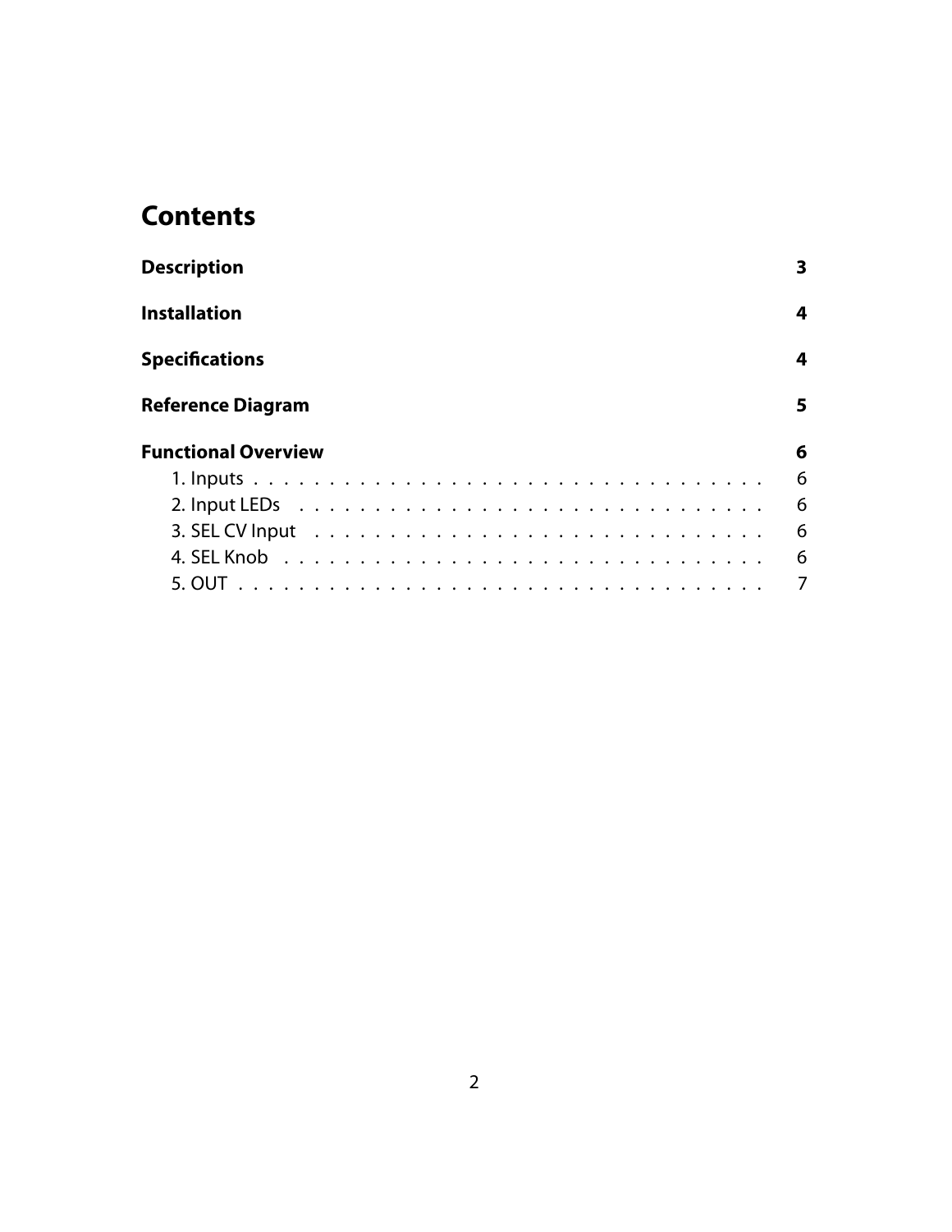# Contents

**Description** 3

**Installation** 4

**Specifications** 4

**Reference Diagram** 5

**Functional Overview** 6

- 1. Inputs . . . . . . . . . . . . . . . . . . . . . . . . . . . . . . . . . 6
- 2. Input LEDs . . . . . . . . . . . . . . . . . . . . . . . . . . . . . . 6
- 3. SEL CV Input . . . . . . . . . . . . . . . . . . . . . . . . . . . . 6
- 4. SEL Knob . . . . . . . . . . . . . . . . . . . . . . . . . . . . . . 6
- 5. OUT . . . . . . . . . . . . . . . . . . . . . . . . . . . . . . . . . 7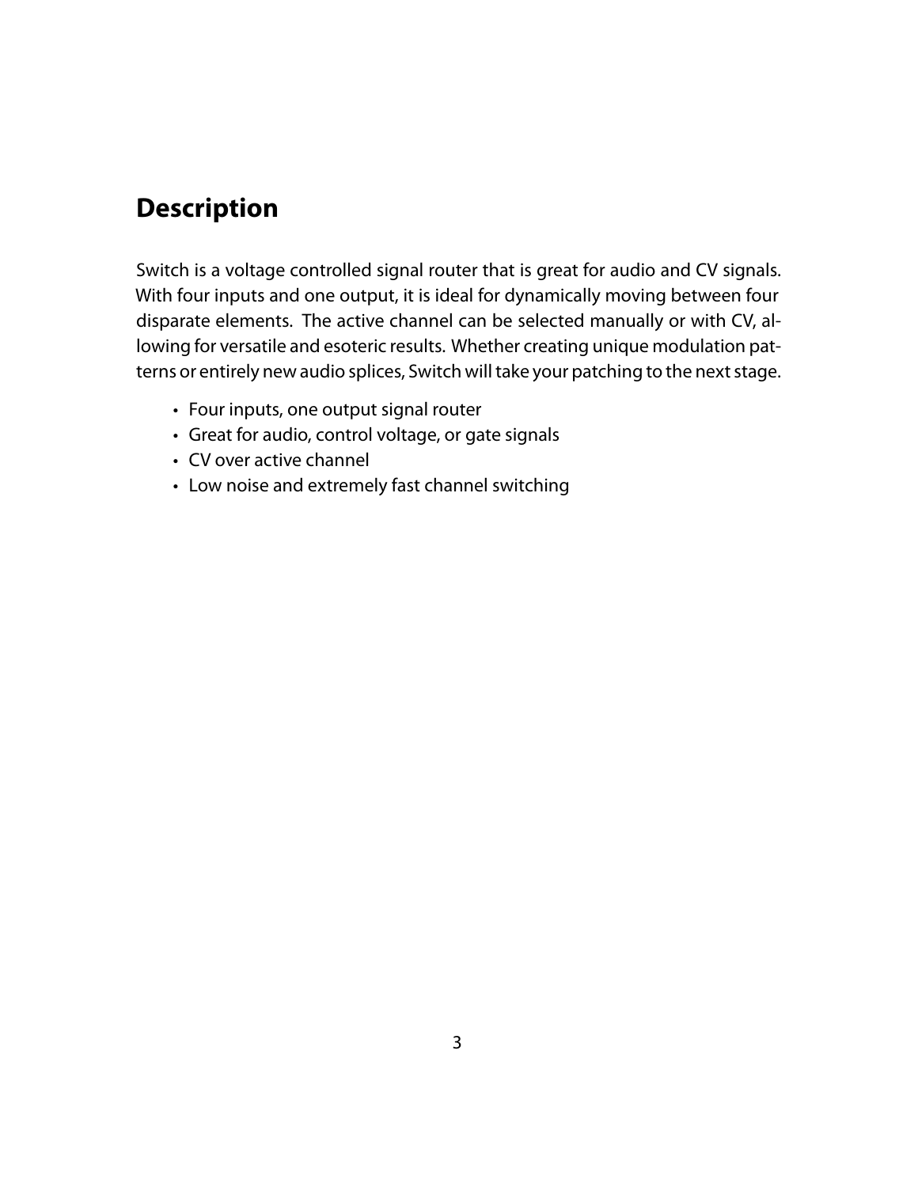## Description

Switch is a voltage controlled signal router that is great for audio and CV signals. With four inputs and one output, it is ideal for dynamically moving between four disparate elements. The active channel can be selected manually or with CV, allowing for versatile and esoteric results. Whether creating unique modulation patterns or entirely new audio splices, Switch will take your patching to the next stage.

- Four inputs, one output signal router
- Great for audio, control voltage, or gate signals
- CV over active channel
- Low noise and extremely fast channel switching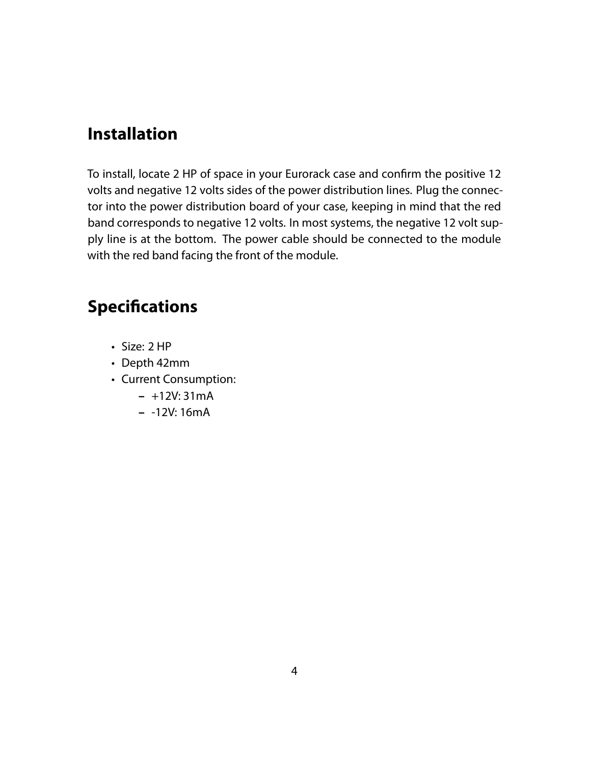## Installation

To install, locate 2 HP of space in your Eurorack case and confirm the positive 12 volts and negative 12 volts sides of the power distribution lines. Plug the connector into the power distribution board of your case, keeping in mind that the red band corresponds to negative 12 volts. In most systems, the negative 12 volt supply line is at the bottom. The power cable should be connected to the module with the red band facing the front of the module.

## Specifications

- Size: 2 HP
- Depth 42mm
- Current Consumption:
  - +12V: 31mA
  - -12V: 16mA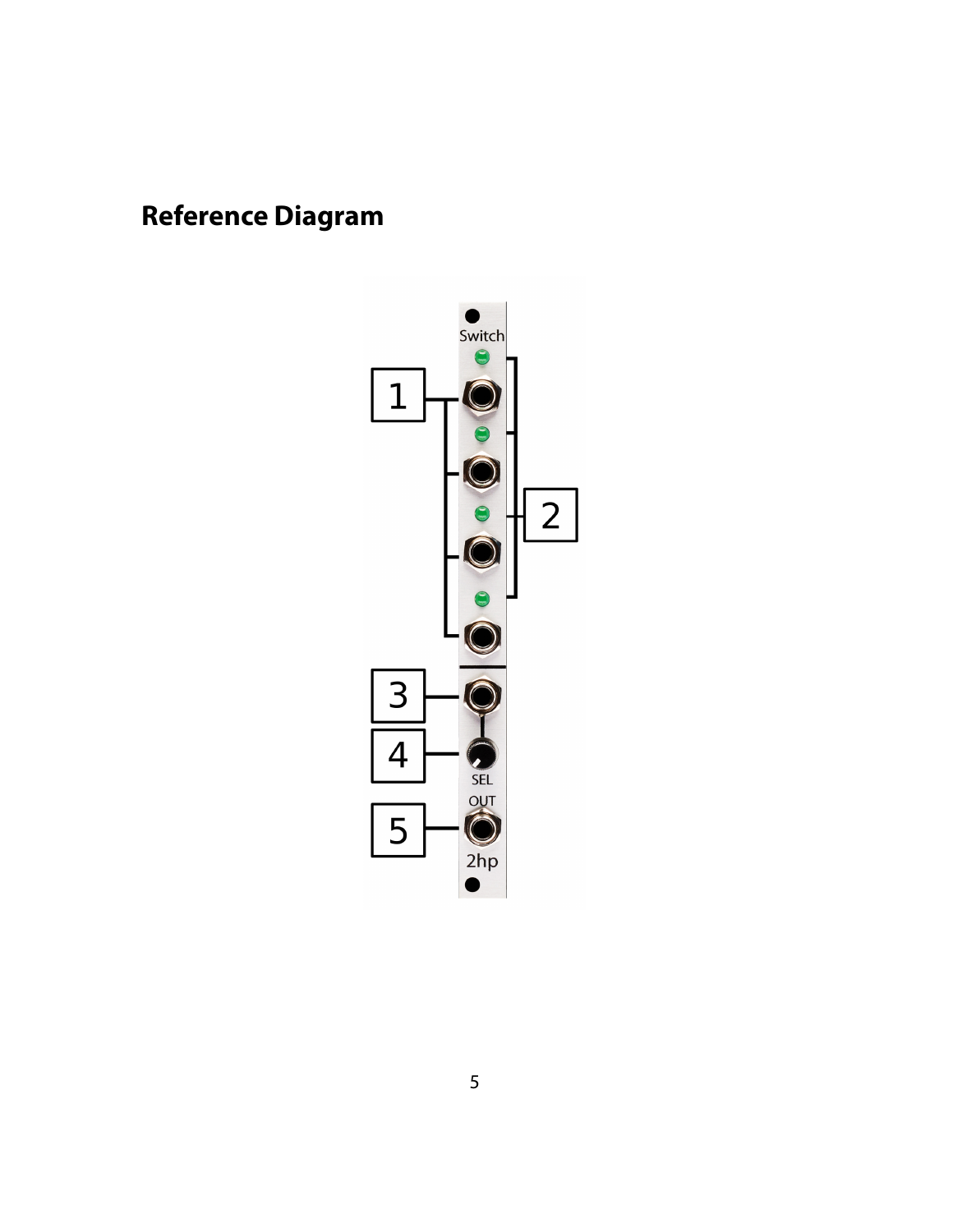## Reference Diagram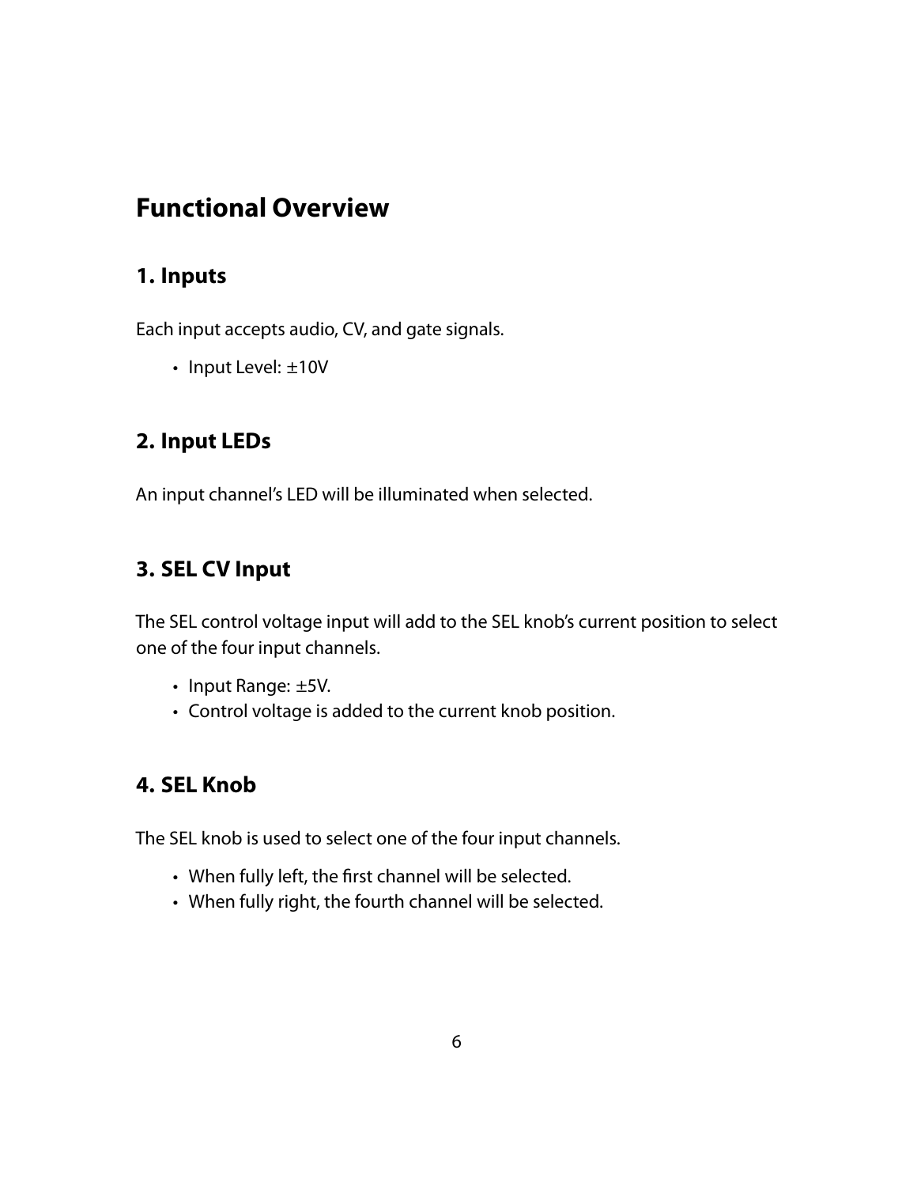# Functional Overview

## 1. Inputs

Each input accepts audio, CV, and gate signals.

- Input Level: ±10V

## 2. Input LEDs

An input channel's LED will be illuminated when selected.

## 3. SEL CV Input

The SEL control voltage input will add to the SEL knob's current position to select one of the four input channels.

- Input Range: ±5V.
- Control voltage is added to the current knob position.

## 4. SEL Knob

The SEL knob is used to select one of the four input channels.

- When fully left, the first channel will be selected.
- When fully right, the fourth channel will be selected.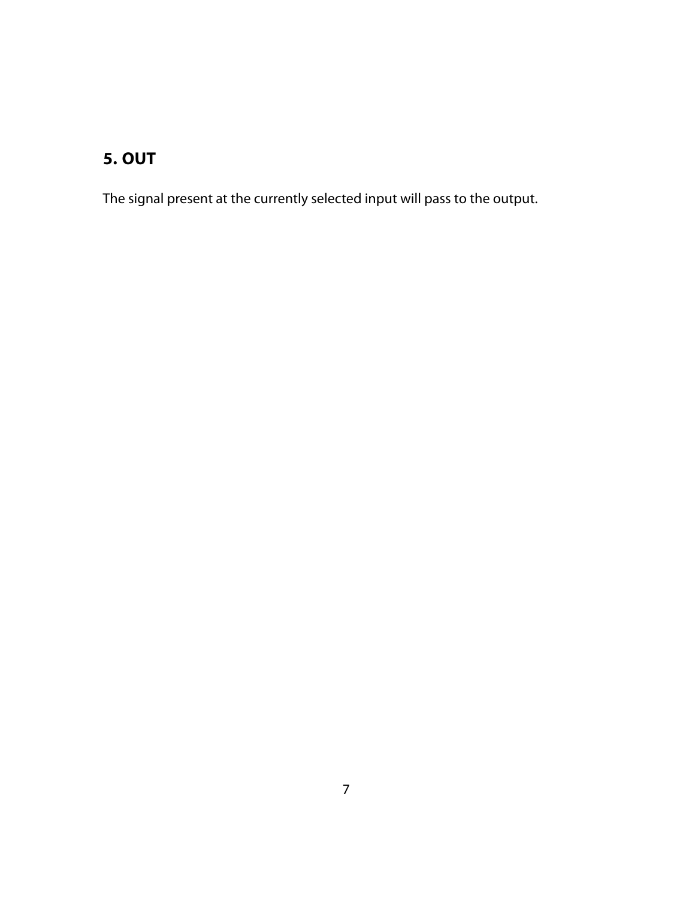## 5. OUT

The signal present at the currently selected input will pass to the output.